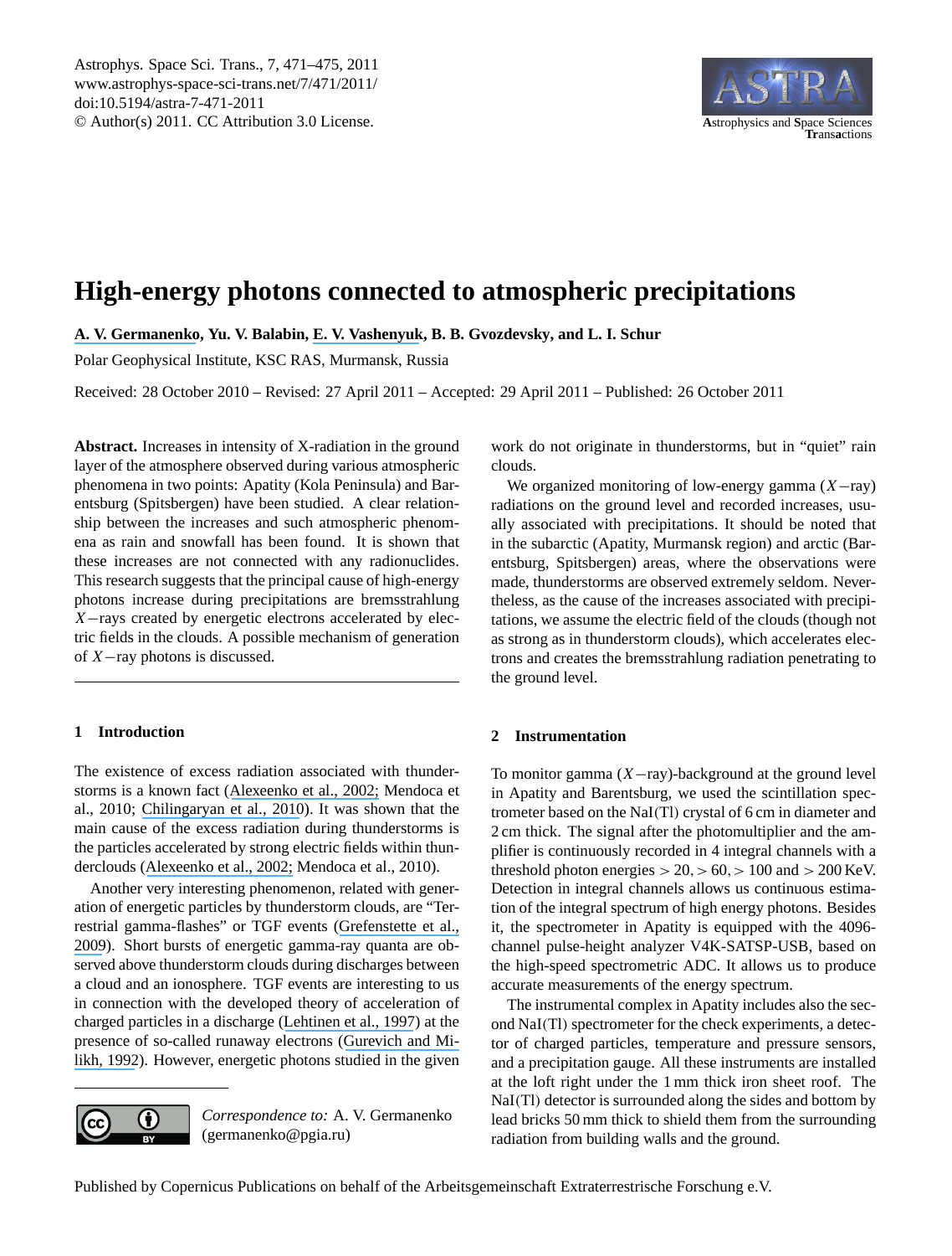# High-energy photons connected to atmospheric precipitations

**A. V. Germanenko, Yu. V. Balabin, E. V. Vashenyuk, B. B. Gvozdevsky, and L. I. Schur**

Polar Geophysical Institute, KSC RAS, Murmansk, Russia

Received: 28 October 2010 – Revised: 27 April 2011 – Accepted: 29 April 2011 – Published: 26 October 2011

**Abstract.** Increases in intensity of X-radiation in the ground layer of the atmosphere observed during various atmospheric phenomena in two points: Apatity (Kola Peninsula) and Barentsburg (Spitsbergen) have been studied. A clear relationship between the increases and such atmospheric phenomena as rain and snowfall has been found. It is shown that these increases are not connected with any radionuclides. This research suggests that the principal cause of high-energy photons increase during precipitations are bremsstrahlung $X-$rays created by energetic electrons accelerated by electric fields in the clouds. A possible mechanism of generation of $X-$ray photons is discussed.

## 1 Introduction

The existence of excess radiation associated with thunderstorms is a known fact (Alexeenko et al., 2002; Mendoca et al., 2010; Chilingaryan et al., 2010). It was shown that the main cause of the excess radiation during thunderstorms is the particles accelerated by strong electric fields within thunderclouds (Alexeenko et al., 2002; Mendoca et al., 2010).

Another very interesting phenomenon, related with generation of energetic particles by thunderstorm clouds, are "Terrestrial gamma-flashes" or TGF events (Grefenstette et al., 2009). Short bursts of energetic gamma-ray quanta are observed above thunderstorm clouds during discharges between a cloud and an ionosphere. TGF events are interesting to us in connection with the developed theory of acceleration of charged particles in a discharge (Lehtinen et al., 1997) at the presence of so-called runaway electrons (Gurevich and Milikh, 1992). However, energetic photons studied in the given work do not originate in thunderstorms, but in "quiet" rain clouds.

We organized monitoring of low-energy gamma ($X-$ray) radiations on the ground level and recorded increases, usually associated with precipitations. It should be noted that in the subarctic (Apatity, Murmansk region) and arctic (Barentsburg, Spitsbergen) areas, where the observations were made, thunderstorms are observed extremely seldom. Nevertheless, as the cause of the increases associated with precipitations, we assume the electric field of the clouds (though not as strong as in thunderstorm clouds), which accelerates electrons and creates the bremsstrahlung radiation penetrating to the ground level.

## 2 Instrumentation

To monitor gamma ($X-$ray)-background at the ground level in Apatity and Barentsburg, we used the scintillation spectrometer based on the NaI(Tl) crystal of 6 cm in diameter and 2 cm thick. The signal after the photomultiplier and the amplifier is continuously recorded in 4 integral channels with a threshold photon energies $> 20, > 60, > 100$ and $> 200$ KeV. Detection in integral channels allows us continuous estimation of the integral spectrum of high energy photons. Besides it, the spectrometer in Apatity is equipped with the 4096-channel pulse-height analyzer V4K-SATSP-USB, based on the high-speed spectrometric ADC. It allows us to produce accurate measurements of the energy spectrum.

The instrumental complex in Apatity includes also the second NaI(Tl) spectrometer for the check experiments, a detector of charged particles, temperature and pressure sensors, and a precipitation gauge. All these instruments are installed at the loft right under the 1 mm thick iron sheet roof. The NaI(Tl) detector is surrounded along the sides and bottom by lead bricks 50 mm thick to shield them from the surrounding radiation from building walls and the ground.

*Correspondence to:* A. V. Germanenko (germanenko@pgia.ru)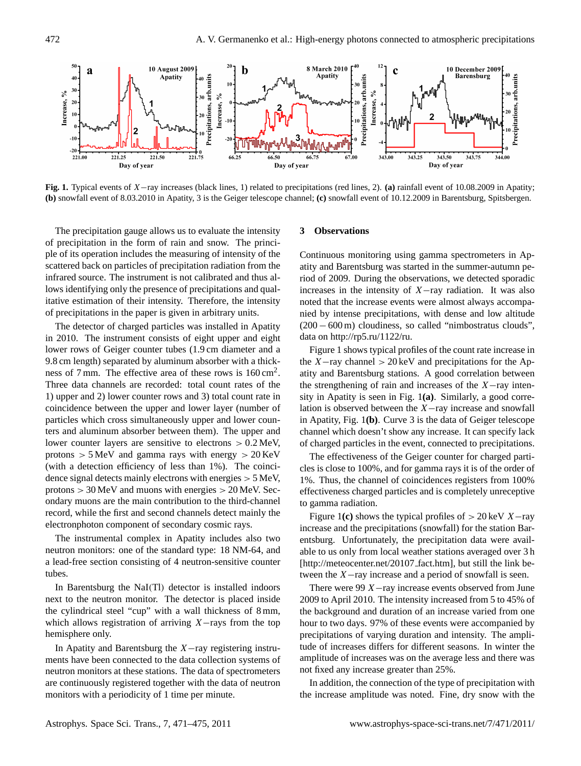**Fig. 1.** Typical events of $X-$ray increases (black lines, 1) related to precipitations (red lines, 2). **(a)** rainfall event of 10.08.2009 in Apatity; **(b)** snowfall event of 8.03.2010 in Apatity, 3 is the Geiger telescope channel; **(c)** snowfall event of 10.12.2009 in Barentsburg, Spitsbergen.

The precipitation gauge allows us to evaluate the intensity of precipitation in the form of rain and snow. The principle of its operation includes the measuring of intensity of the scattered back on particles of precipitation radiation from the infrared source. The instrument is not calibrated and thus allows identifying only the presence of precipitations and qualitative estimation of their intensity. Therefore, the intensity of precipitations in the paper is given in arbitrary units.

The detector of charged particles was installed in Apatity in 2010. The instrument consists of eight upper and eight lower rows of Geiger counter tubes (1.9 cm diameter and a 9.8 cm length) separated by aluminum absorber with a thickness of 7 mm. The effective area of these rows is 160 cm$^2$. Three data channels are recorded: total count rates of the 1) upper and 2) lower counter rows and 3) total count rate in coincidence between the upper and lower layer (number of particles which cross simultaneously upper and lower counters and aluminum absorber between them). The upper and lower counter layers are sensitive to electrons $> 0.2$ MeV, protons $> 5$ MeV and gamma rays with energy $> 20$ KeV (with a detection efficiency of less than 1%). The coincidence signal detects mainly electrons with energies $> 5$ MeV, protons $> 30$ MeV and muons with energies $> 20$ MeV. Secondary muons are the main contribution to the third-channel record, while the first and second channels detect mainly the electronphoton component of secondary cosmic rays.

The instrumental complex in Apatity includes also two neutron monitors: one of the standard type: 18 NM-64, and a lead-free section consisting of 4 neutron-sensitive counter tubes.

In Barentsburg the NaI(Tl) detector is installed indoors next to the neutron monitor. The detector is placed inside the cylindrical steel "cup" with a wall thickness of 8 mm, which allows registration of arriving $X-$rays from the top hemisphere only.

In Apatity and Barentsburg the $X-$ray registering instruments have been connected to the data collection systems of neutron monitors at these stations. The data of spectrometers are continuously registered together with the data of neutron monitors with a periodicity of 1 time per minute.

## 3 Observations

Continuous monitoring using gamma spectrometers in Apatity and Barentsburg was started in the summer-autumn period of 2009. During the observations, we detected sporadic increases in the intensity of $X-$ray radiation. It was also noted that the increase events were almost always accompanied by intense precipitations, with dense and low altitude (200 – 600 m) cloudiness, so called "nimbostratus clouds", data on http://rp5.ru/1122/ru.

Figure 1 shows typical profiles of the count rate increase in the $X-$ray channel $> 20$ keV and precipitations for the Apatity and Barentsburg stations. A good correlation between the strengthening of rain and increases of the $X-$ray intensity in Apatity is seen in Fig. 1**(a)**. Similarly, a good correlation is observed between the $X-$ray increase and snowfall in Apatity, Fig. 1**(b)**. Curve 3 is the data of Geiger telescope channel which doesn't show any increase. It can specify lack of charged particles in the event, connected to precipitations.

The effectiveness of the Geiger counter for charged particles is close to 100%, and for gamma rays it is of the order of 1%. Thus, the channel of coincidences registers from 100% effectiveness charged particles and is completely unreceptive to gamma radiation.

Figure 1**(c)** shows the typical profiles of $> 20$ keV $X-$ray increase and the precipitations (snowfall) for the station Barentsburg. Unfortunately, the precipitation data were available to us only from local weather stations averaged over 3 h [http://meteocenter.net/20107_fact.htm], but still the link between the $X-$ray increase and a period of snowfall is seen.

There were 99 $X-$ray increase events observed from June 2009 to April 2010. The intensity increased from 5 to 45% of the background and duration of an increase varied from one hour to two days. 97% of these events were accompanied by precipitations of varying duration and intensity. The amplitude of increases differs for different seasons. In winter the amplitude of increases was on the average less and there was not fixed any increase greater than 25%.

In addition, the connection of the type of precipitation with the increase amplitude was noted. Fine, dry snow with the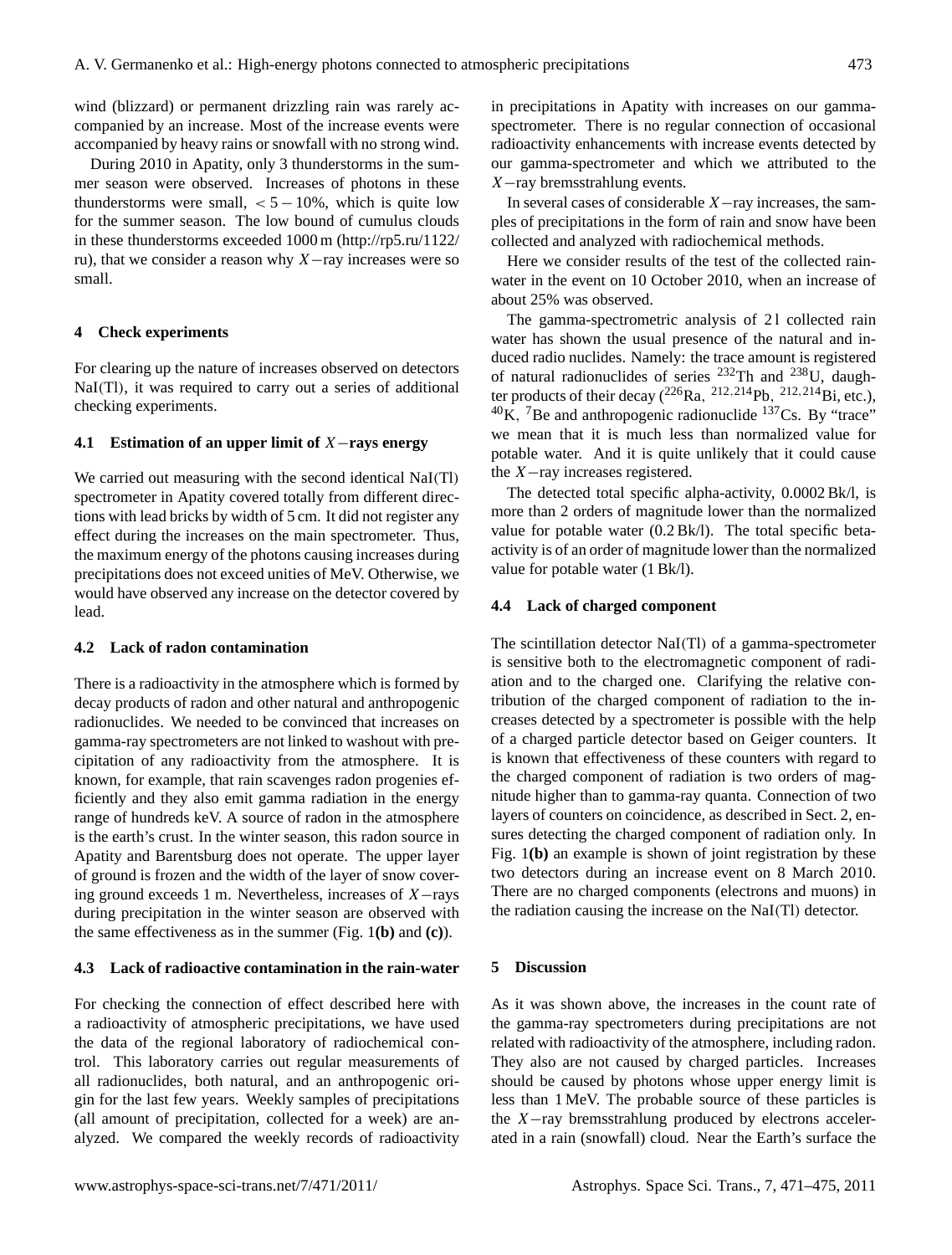wind (blizzard) or permanent drizzling rain was rarely accompanied by an increase. Most of the increase events were accompanied by heavy rains or snowfall with no strong wind.

During 2010 in Apatity, only 3 thunderstorms in the summer season were observed. Increases of photons in these thunderstorms were small, $< 5-10\%$, which is quite low for the summer season. The low bound of cumulus clouds in these thunderstorms exceeded 1000 m (http://rp5.ru/1122/ru), that we consider a reason why $X-$ray increases were so small.

## 4 Check experiments

For clearing up the nature of increases observed on detectors NaI(Tl), it was required to carry out a series of additional checking experiments.

### 4.1 Estimation of an upper limit of $X-$rays energy

We carried out measuring with the second identical NaI(Tl) spectrometer in Apatity covered totally from different directions with lead bricks by width of 5 cm. It did not register any effect during the increases on the main spectrometer. Thus, the maximum energy of the photons causing increases during precipitations does not exceed unities of MeV. Otherwise, we would have observed any increase on the detector covered by lead.

### 4.2 Lack of radon contamination

There is a radioactivity in the atmosphere which is formed by decay products of radon and other natural and anthropogenic radionuclides. We needed to be convinced that increases on gamma-ray spectrometers are not linked to washout with precipitation of any radioactivity from the atmosphere. It is known, for example, that rain scavenges radon progenies efficiently and they also emit gamma radiation in the energy range of hundreds keV. A source of radon in the atmosphere is the earth's crust. In the winter season, this radon source in Apatity and Barentsburg does not operate. The upper layer of ground is frozen and the width of the layer of snow covering ground exceeds 1 m. Nevertheless, increases of $X-$rays during precipitation in the winter season are observed with the same effectiveness as in the summer (Fig. 1**(b)** and **(c)**).

### 4.3 Lack of radioactive contamination in the rain-water

For checking the connection of effect described here with a radioactivity of atmospheric precipitations, we have used the data of the regional laboratory of radiochemical control. This laboratory carries out regular measurements of all radionuclides, both natural, and an anthropogenic origin for the last few years. Weekly samples of precipitations (all amount of precipitation, collected for a week) are analyzed. We compared the weekly records of radioactivity in precipitations in Apatity with increases on our gamma-spectrometer. There is no regular connection of occasional radioactivity enhancements with increase events detected by our gamma-spectrometer and which we attributed to the $X-$ray bremsstrahlung events.

In several cases of considerable $X-$ray increases, the samples of precipitations in the form of rain and snow have been collected and analyzed with radiochemical methods.

Here we consider results of the test of the collected rainwater in the event on 10 October 2010, when an increase of about 25% was observed.

The gamma-spectrometric analysis of 2 l collected rain water has shown the usual presence of the natural and induced radio nuclides. Namely: the trace amount is registered of natural radionuclides of series $^{232}$Th and $^{238}$U, daughter products of their decay ($^{226}$Ra, $^{212,214}$Pb, $^{212,214}$Bi, etc.), $^{40}$K, $^{7}$Be and anthropogenic radionuclide $^{137}$Cs. By "trace" we mean that it is much less than normalized value for potable water. And it is quite unlikely that it could cause the $X-$ray increases registered.

The detected total specific alpha-activity, 0.0002 Bk/l, is more than 2 orders of magnitude lower than the normalized value for potable water (0.2 Bk/l). The total specific beta-activity is of an order of magnitude lower than the normalized value for potable water (1 Bk/l).

### 4.4 Lack of charged component

The scintillation detector NaI(Tl) of a gamma-spectrometer is sensitive both to the electromagnetic component of radiation and to the charged one. Clarifying the relative contribution of the charged component of radiation to the increases detected by a spectrometer is possible with the help of a charged particle detector based on Geiger counters. It is known that effectiveness of these counters with regard to the charged component of radiation is two orders of magnitude higher than to gamma-ray quanta. Connection of two layers of counters on coincidence, as described in Sect. 2, ensures detecting the charged component of radiation only. In Fig. 1**(b)** an example is shown of joint registration by these two detectors during an increase event on 8 March 2010. There are no charged components (electrons and muons) in the radiation causing the increase on the NaI(Tl) detector.

## 5 Discussion

As it was shown above, the increases in the count rate of the gamma-ray spectrometers during precipitations are not related with radioactivity of the atmosphere, including radon. They also are not caused by charged particles. Increases should be caused by photons whose upper energy limit is less than 1 MeV. The probable source of these particles is the $X-$ray bremsstrahlung produced by electrons accelerated in a rain (snowfall) cloud. Near the Earth's surface the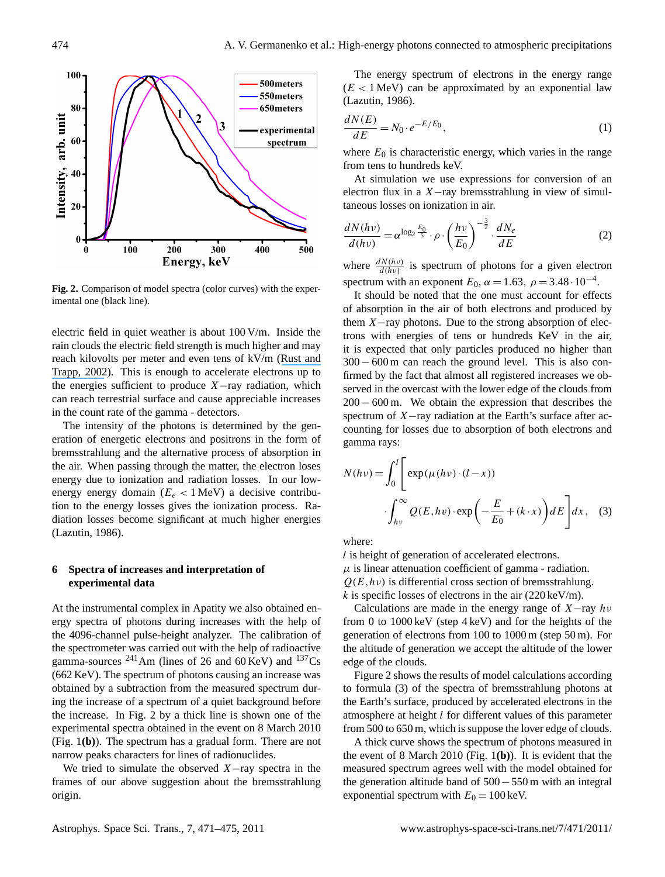Fig. 2. Comparison of model spectra (color curves) with the experimental one (black line).

electric field in quiet weather is about 100 V/m. Inside the rain clouds the electric field strength is much higher and may reach kilovolts per meter and even tens of kV/m (Rust and Trapp, 2002). This is enough to accelerate electrons up to the energies sufficient to produce $X$−ray radiation, which can reach terrestrial surface and cause appreciable increases in the count rate of the gamma - detectors.

The intensity of the photons is determined by the generation of energetic electrons and positrons in the form of bremsstrahlung and the alternative process of absorption in the air. When passing through the matter, the electron loses energy due to ionization and radiation losses. In our low-energy energy domain ($E_e < 1$ MeV) a decisive contribution to the energy losses gives the ionization process. Radiation losses become significant at much higher energies (Lazutin, 1986).

## 6 Spectra of increases and interpretation of experimental data

At the instrumental complex in Apatity we also obtained energy spectra of photons during increases with the help of the 4096-channel pulse-height analyzer. The calibration of the spectrometer was carried out with the help of radioactive gamma-sources $^{241}$Am (lines of 26 and 60 KeV) and $^{137}$Cs (662 KeV). The spectrum of photons causing an increase was obtained by a subtraction from the measured spectrum during the increase of a spectrum of a quiet background before the increase. In Fig. 2 by a thick line is shown one of the experimental spectra obtained in the event on 8 March 2010 (Fig. 1**(b)**). The spectrum has a gradual form. There are not narrow peaks characters for lines of radionuclides.

We tried to simulate the observed $X$−ray spectra in the frames of our above suggestion about the bremsstrahlung origin.

The energy spectrum of electrons in the energy range ($E < 1$ MeV) can be approximated by an exponential law (Lazutin, 1986).

$$\frac{dN(E)}{dE} = N_0 \cdot e^{-E/E_0}, \tag{1}$$

where $E_0$ is characteristic energy, which varies in the range from tens to hundreds keV.

At simulation we use expressions for conversion of an electron flux in a $X$−ray bremsstrahlung in view of simultaneous losses on ionization in air.

$$\frac{dN(h\nu)}{d(h\nu)} = \alpha^{\log_2 \frac{E_0}{5}} \cdot \rho \cdot \left(\frac{h\nu}{E_0}\right)^{-\frac{3}{2}} \cdot \frac{dN_e}{dE} \tag{2}$$

where $\frac{dN(h\nu)}{d(h\nu)}$ is spectrum of photons for a given electron spectrum with an exponent $E_0$, $\alpha = 1.63$, $\rho = 3.48 \cdot 10^{-4}$.

It should be noted that the one must account for effects of absorption in the air of both electrons and produced by them $X$−ray photons. Due to the strong absorption of electrons with energies of tens or hundreds KeV in the air, it is expected that only particles produced no higher than $300-600$ m can reach the ground level. This is also confirmed by the fact that almost all registered increases we observed in the overcast with the lower edge of the clouds from $200-600$ m. We obtain the expression that describes the spectrum of $X$−ray radiation at the Earth's surface after accounting for losses due to absorption of both electrons and gamma rays:

$$N(h\nu) = \int_0^l \left[ \exp(\mu(h\nu)\cdot(l-x)) \cdot \int_{h\nu}^{\infty} Q(E,h\nu)\cdot \exp\left(-\frac{E}{E_0} + (k\cdot x)\right) dE \right] dx, \tag{3}$$

where:
$l$ is height of generation of accelerated electrons.
$\mu$ is linear attenuation coefficient of gamma - radiation.
$Q(E,h\nu)$ is differential cross section of bremsstrahlung.
$k$ is specific losses of electrons in the air (220 keV/m).

Calculations are made in the energy range of $X$−ray $h\nu$ from 0 to 1000 keV (step 4 keV) and for the heights of the generation of electrons from 100 to 1000 m (step 50 m). For the altitude of generation we accept the altitude of the lower edge of the clouds.

Figure 2 shows the results of model calculations according to formula (3) of the spectra of bremsstrahlung photons at the Earth's surface, produced by accelerated electrons in the atmosphere at height $l$ for different values of this parameter from 500 to 650 m, which is suppose the lover edge of clouds.

A thick curve shows the spectrum of photons measured in the event of 8 March 2010 (Fig. 1**(b)**). It is evident that the measured spectrum agrees well with the model obtained for the generation altitude band of $500-550$ m with an integral exponential spectrum with $E_0 = 100$ keV.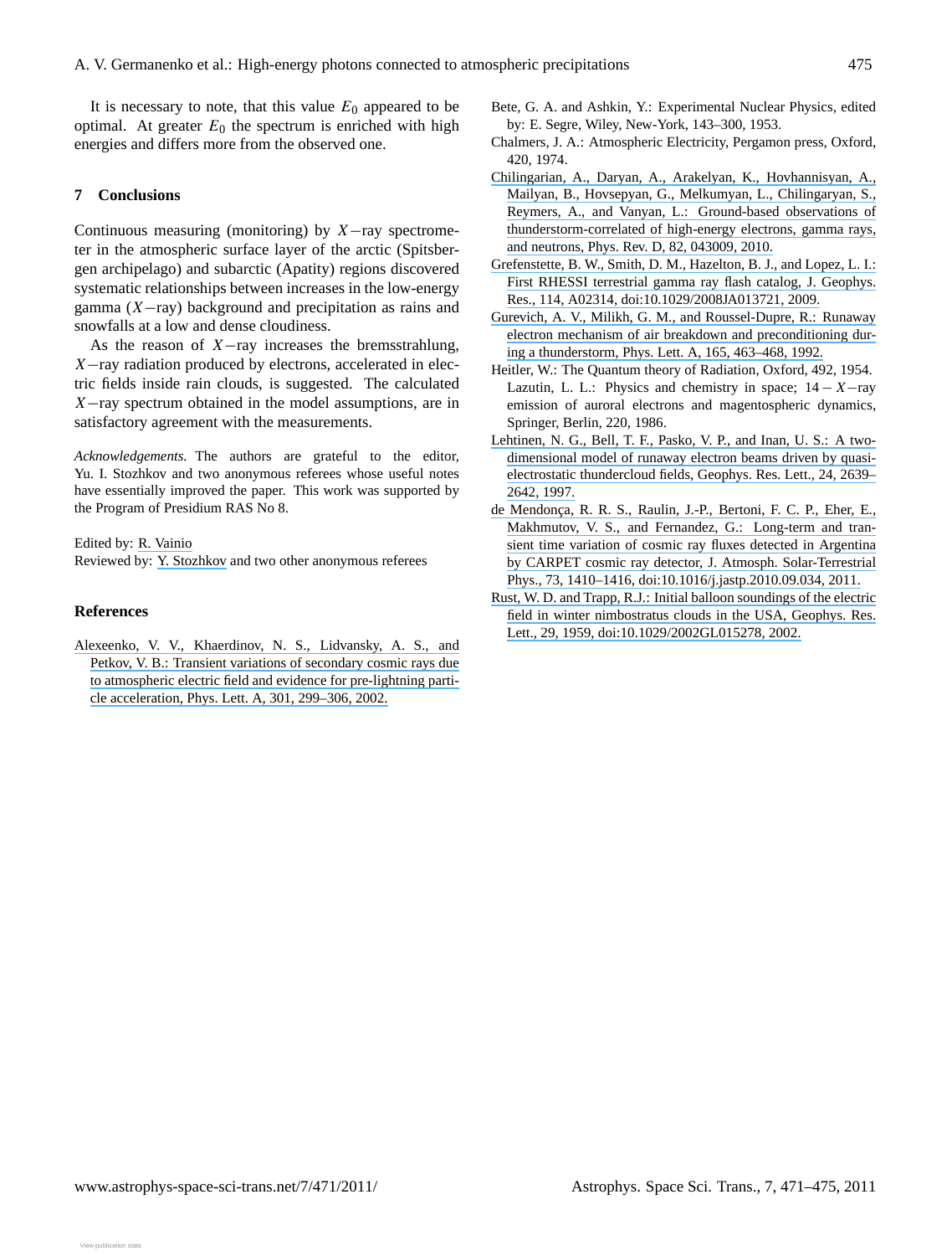It is necessary to note, that this value $E_0$ appeared to be optimal. At greater $E_0$ the spectrum is enriched with high energies and differs more from the observed one.

## 7 Conclusions

Continuous measuring (monitoring) by $X-$ray spectrometer in the atmospheric surface layer of the arctic (Spitsbergen archipelago) and subarctic (Apatity) regions discovered systematic relationships between increases in the low-energy gamma ($X-$ray) background and precipitation as rains and snowfalls at a low and dense cloudiness.

As the reason of $X-$ray increases the bremsstrahlung, $X-$ray radiation produced by electrons, accelerated in electric fields inside rain clouds, is suggested. The calculated $X-$ray spectrum obtained in the model assumptions, are in satisfactory agreement with the measurements.

*Acknowledgements.* The authors are grateful to the editor, Yu. I. Stozhkov and two anonymous referees whose useful notes have essentially improved the paper. This work was supported by the Program of Presidium RAS No 8.

Edited by: R. Vainio
Reviewed by: Y. Stozhkov and two other anonymous referees

## References

Alexeenko, V. V., Khaerdinov, N. S., Lidvansky, A. S., and Petkov, V. B.: Transient variations of secondary cosmic rays due to atmospheric electric field and evidence for pre-lightning particle acceleration, Phys. Lett. A, 301, 299–306, 2002.

Bete, G. A. and Ashkin, Y.: Experimental Nuclear Physics, edited by: E. Segre, Wiley, New-York, 143–300, 1953.

Chalmers, J. A.: Atmospheric Electricity, Pergamon press, Oxford, 420, 1974.

Chilingarian, A., Daryan, A., Arakelyan, K., Hovhannisyan, A., Mailyan, B., Hovsepyan, G., Melkumyan, L., Chilingaryan, S., Reymers, A., and Vanyan, L.: Ground-based observations of thunderstorm-correlated of high-energy electrons, gamma rays, and neutrons, Phys. Rev. D, 82, 043009, 2010.

Grefenstette, B. W., Smith, D. M., Hazelton, B. J., and Lopez, L. I.: First RHESSI terrestrial gamma ray flash catalog, J. Geophys. Res., 114, A02314, doi:10.1029/2008JA013721, 2009.

Gurevich, A. V., Milikh, G. M., and Roussel-Dupre, R.: Runaway electron mechanism of air breakdown and preconditioning during a thunderstorm, Phys. Lett. A, 165, 463–468, 1992.

Heitler, W.: The Quantum theory of Radiation, Oxford, 492, 1954.

Lazutin, L. L.: Physics and chemistry in space; $14-X-$ray emission of auroral electrons and magentospheric dynamics, Springer, Berlin, 220, 1986.

Lehtinen, N. G., Bell, T. F., Pasko, V. P., and Inan, U. S.: A two-dimensional model of runaway electron beams driven by quasi-electrostatic thundercloud fields, Geophys. Res. Lett., 24, 2639–2642, 1997.

de Mendonça, R. R. S., Raulin, J.-P., Bertoni, F. C. P., Eher, E., Makhmutov, V. S., and Fernandez, G.: Long-term and transient time variation of cosmic ray fluxes detected in Argentina by CARPET cosmic ray detector, J. Atmosph. Solar-Terrestrial Phys., 73, 1410–1416, doi:10.1016/j.jastp.2010.09.034, 2011.

Rust, W. D. and Trapp, R.J.: Initial balloon soundings of the electric field in winter nimbostratus clouds in the USA, Geophys. Res. Lett., 29, 1959, doi:10.1029/2002GL015278, 2002.